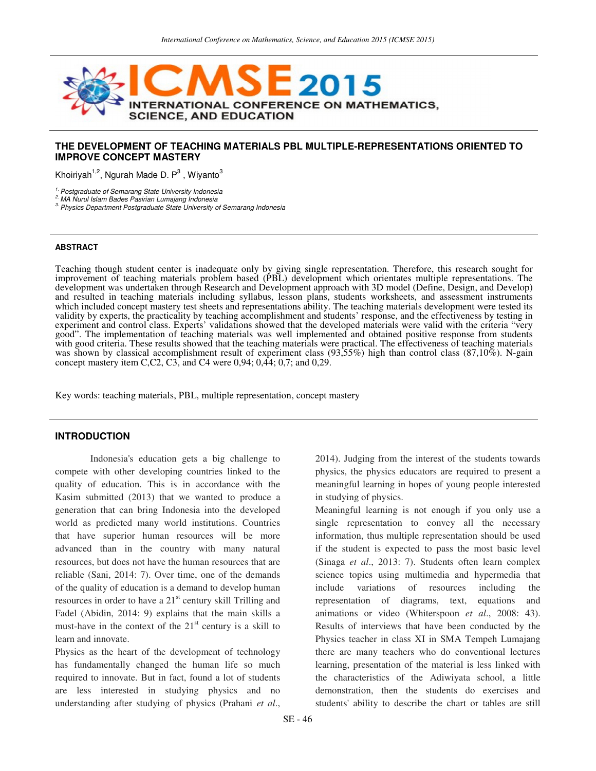# THE DEVELOPMENT OF TEACHING MATERIALS PBL MULTIPLE-REPRESENTATIONS ORIENTED TO IMPROVE CONCEPT MASTERY

Khoiriyah[1,2], Ngurah Made D. P[3] , Wiyanto[3]

[1.] *Postgraduate of Semarang State University Indonesia*
[2.] *MA Nurul Islam Bades Pasirian Lumajang Indonesia*
[3.] *Physics Department Postgraduate State University of Semarang Indonesia*

#### ABSTRACT

Teaching though student center is inadequate only by giving single representation. Therefore, this research sought for improvement of teaching materials problem based (PBL) development which orientates multiple representations. The development was undertaken through Research and Development approach with 3D model (Define, Design, and Develop) and resulted in teaching materials including syllabus, lesson plans, students worksheets, and assessment instruments which included concept mastery test sheets and representations ability. The teaching materials development were tested its validity by experts, the practicality by teaching accomplishment and students' response, and the effectiveness by testing in experiment and control class. Experts' validations showed that the developed materials were valid with the criteria "very good". The implementation of teaching materials was well implemented and obtained positive response from students with good criteria. These results showed that the teaching materials were practical. The effectiveness of teaching materials was shown by classical accomplishment result of experiment class (93,55%) high than control class (87,10%). N-gain concept mastery item C,C2, C3, and C4 were 0,94; 0,44; 0,7; and 0,29.

Key words: teaching materials, PBL, multiple representation, concept mastery

## INTRODUCTION

Indonesia's education gets a big challenge to compete with other developing countries linked to the quality of education. This is in accordance with the Kasim submitted (2013) that we wanted to produce a generation that can bring Indonesia into the developed world as predicted many world institutions. Countries that have superior human resources will be more advanced than in the country with many natural resources, but does not have the human resources that are reliable (Sani, 2014: 7). Over time, one of the demands of the quality of education is a demand to develop human resources in order to have a 21st century skill Trilling and Fadel (Abidin, 2014: 9) explains that the main skills a must-have in the context of the 21st century is a skill to learn and innovate.

Physics as the heart of the development of technology has fundamentally changed the human life so much required to innovate. But in fact, found a lot of students are less interested in studying physics and no understanding after studying of physics (Prahani *et al*., 2014). Judging from the interest of the students towards physics, the physics educators are required to present a meaningful learning in hopes of young people interested in studying of physics.

Meaningful learning is not enough if you only use a single representation to convey all the necessary information, thus multiple representation should be used if the student is expected to pass the most basic level (Sinaga *et al*., 2013: 7). Students often learn complex science topics using multimedia and hypermedia that include variations of resources including the representation of diagrams, text, equations and animations or video (Whiterspoon *et al*., 2008: 43). Results of interviews that have been conducted by the Physics teacher in class XI in SMA Tempeh Lumajang there are many teachers who do conventional lectures learning, presentation of the material is less linked with the characteristics of the Adiwiyata school, a little demonstration, then the students do exercises and students' ability to describe the chart or tables are still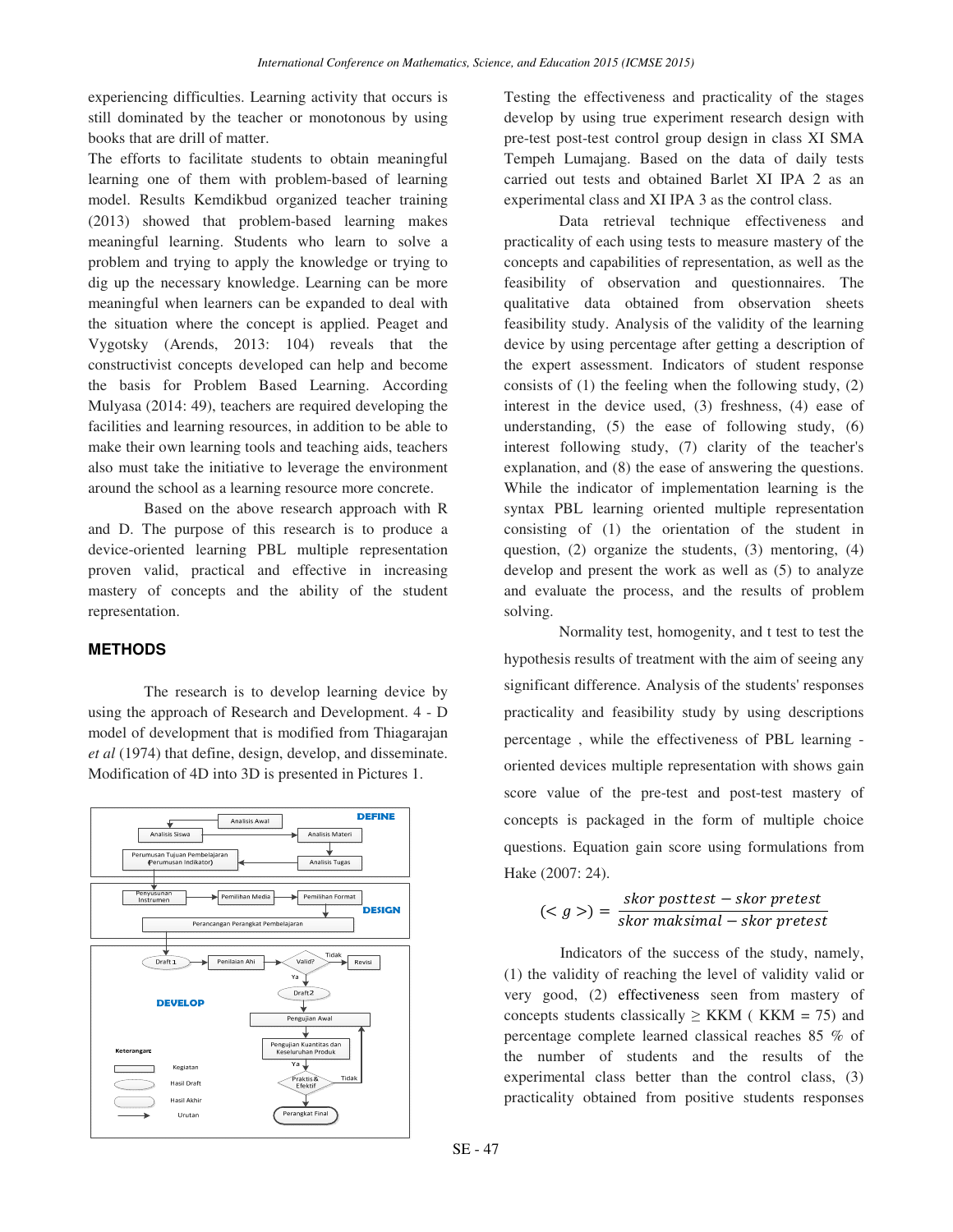experiencing difficulties. Learning activity that occurs is still dominated by the teacher or monotonous by using books that are drill of matter.

The efforts to facilitate students to obtain meaningful learning one of them with problem-based of learning model. Results Kemdikbud organized teacher training (2013) showed that problem-based learning makes meaningful learning. Students who learn to solve a problem and trying to apply the knowledge or trying to dig up the necessary knowledge. Learning can be more meaningful when learners can be expanded to deal with the situation where the concept is applied. Peaget and Vygotsky (Arends, 2013: 104) reveals that the constructivist concepts developed can help and become the basis for Problem Based Learning. According Mulyasa (2014: 49), teachers are required developing the facilities and learning resources, in addition to be able to make their own learning tools and teaching aids, teachers also must take the initiative to leverage the environment around the school as a learning resource more concrete.

Based on the above research approach with R and D. The purpose of this research is to produce a device-oriented learning PBL multiple representation proven valid, practical and effective in increasing mastery of concepts and the ability of the student representation.

## METHODS

The research is to develop learning device by using the approach of Research and Development. 4 - D model of development that is modified from Thiagarajan *et al* (1974) that define, design, develop, and disseminate. Modification of 4D into 3D is presented in Pictures 1.

Testing the effectiveness and practicality of the stages develop by using true experiment research design with pre-test post-test control group design in class XI SMA Tempeh Lumajang. Based on the data of daily tests carried out tests and obtained Barlet XI IPA 2 as an experimental class and XI IPA 3 as the control class.

Data retrieval technique effectiveness and practicality of each using tests to measure mastery of the concepts and capabilities of representation, as well as the feasibility of observation and questionnaires. The qualitative data obtained from observation sheets feasibility study. Analysis of the validity of the learning device by using percentage after getting a description of the expert assessment. Indicators of student response consists of (1) the feeling when the following study, (2) interest in the device used, (3) freshness, (4) ease of understanding, (5) the ease of following study, (6) interest following study, (7) clarity of the teacher's explanation, and (8) the ease of answering the questions. While the indicator of implementation learning is the syntax PBL learning oriented multiple representation consisting of (1) the orientation of the student in question, (2) organize the students, (3) mentoring, (4) develop and present the work as well as (5) to analyze and evaluate the process, and the results of problem solving.

Normality test, homogenity, and t test to test the hypothesis results of treatment with the aim of seeing any significant difference. Analysis of the students' responses practicality and feasibility study by using descriptions percentage , while the effectiveness of PBL learning - oriented devices multiple representation with shows gain score value of the pre-test and post-test mastery of concepts is packaged in the form of multiple choice questions. Equation gain score using formulations from Hake (2007: 24).

$$(<g>) = \frac{skor\ posttest - skor\ pretest}{skor\ maksimal - skor\ pretest}$$

Indicators of the success of the study, namely, (1) the validity of reaching the level of validity valid or very good, (2) effectiveness seen from mastery of concepts students classically $\geq$ KKM ( KKM = 75) and percentage complete learned classical reaches 85 % of the number of students and the results of the experimental class better than the control class, (3) practicality obtained from positive students responses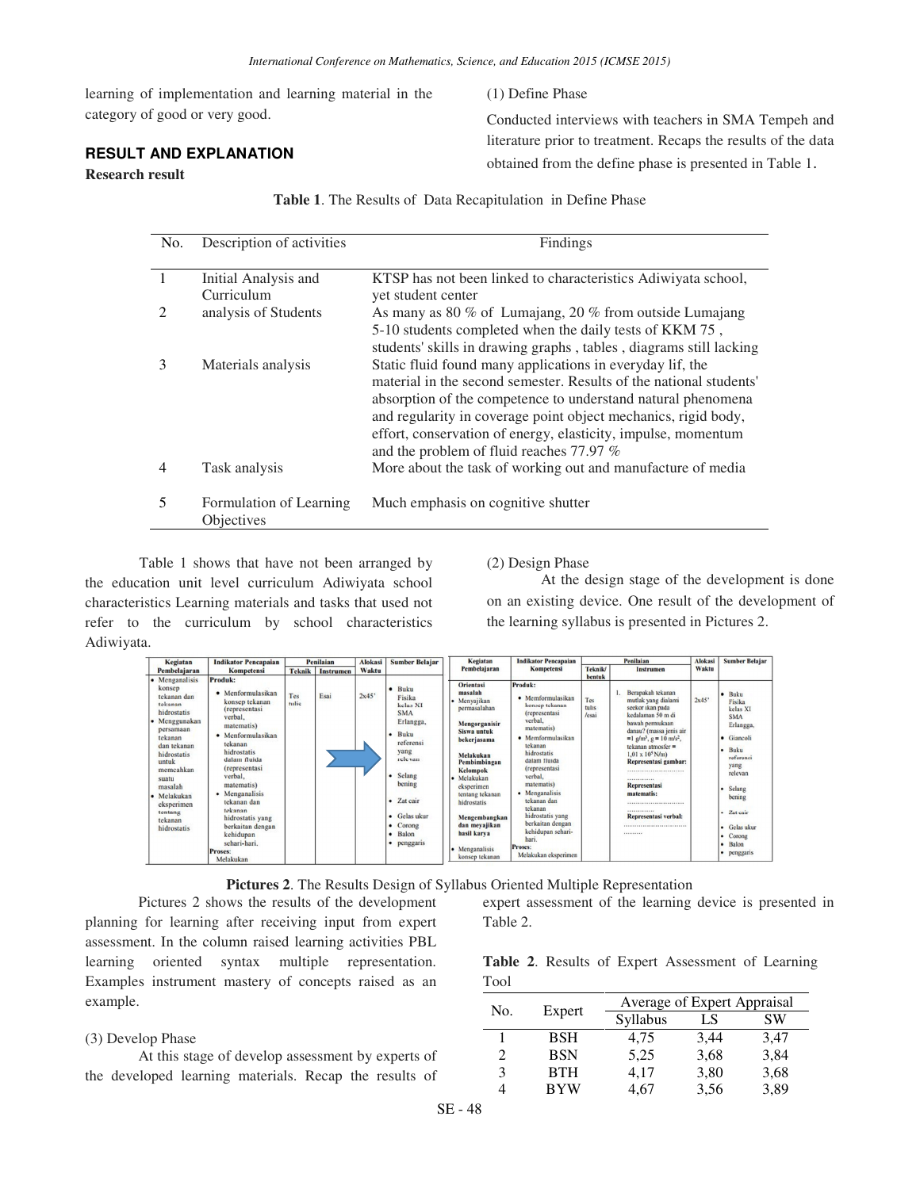learning of implementation and learning material in the category of good or very good.

## RESULT AND EXPLANATION

### Research result

(1) Define Phase

Conducted interviews with teachers in SMA Tempeh and literature prior to treatment. Recaps the results of the data obtained from the define phase is presented in Table 1.

**Table 1**. The Results of Data Recapitulation in Define Phase

| No. | Description of activities | Findings |
|---|---|---|
| 1 | Initial Analysis and Curriculum | KTSP has not been linked to characteristics Adiwiyata school, yet student center |
| 2 | analysis of Students | As many as 80 % of Lumajang, 20 % from outside Lumajang 5-10 students completed when the daily tests of KKM 75 , students' skills in drawing graphs , tables , diagrams still lacking |
| 3 | Materials analysis | Static fluid found many applications in everyday lif, the material in the second semester. Results of the national students' absorption of the competence to understand natural phenomena and regularity in coverage point object mechanics, rigid body, effort, conservation of energy, elasticity, impulse, momentum and the problem of fluid reaches 77.97 % |
| 4 | Task analysis | More about the task of working out and manufacture of media |
| 5 | Formulation of Learning Objectives | Much emphasis on cognitive shutter |

Table 1 shows that have not been arranged by the education unit level curriculum Adiwiyata school characteristics Learning materials and tasks that used not refer to the curriculum by school characteristics Adiwiyata.

(2) Design Phase

At the design stage of the development is done on an existing device. One result of the development of the learning syllabus is presented in Pictures 2.

**Pictures 2**. The Results Design of Syllabus Oriented Multiple Representation

Pictures 2 shows the results of the development planning for learning after receiving input from expert assessment. In the column raised learning activities PBL learning oriented syntax multiple representation. Examples instrument mastery of concepts raised as an example.

(3) Develop Phase

At this stage of develop assessment by experts of the developed learning materials. Recap the results of expert assessment of the learning device is presented in Table 2.

**Table 2**. Results of Expert Assessment of Learning Tool

| No. | Expert | Average of Expert Appraisal | | |
|---|---|---|---|---|
| | | Syllabus | LS | SW |
| 1 | BSH | 4,75 | 3,44 | 3,47 |
| 2 | BSN | 5,25 | 3,68 | 3,84 |
| 3 | BTH | 4,17 | 3,80 | 3,68 |
| 4 | BYW | 4,67 | 3,56 | 3,89 |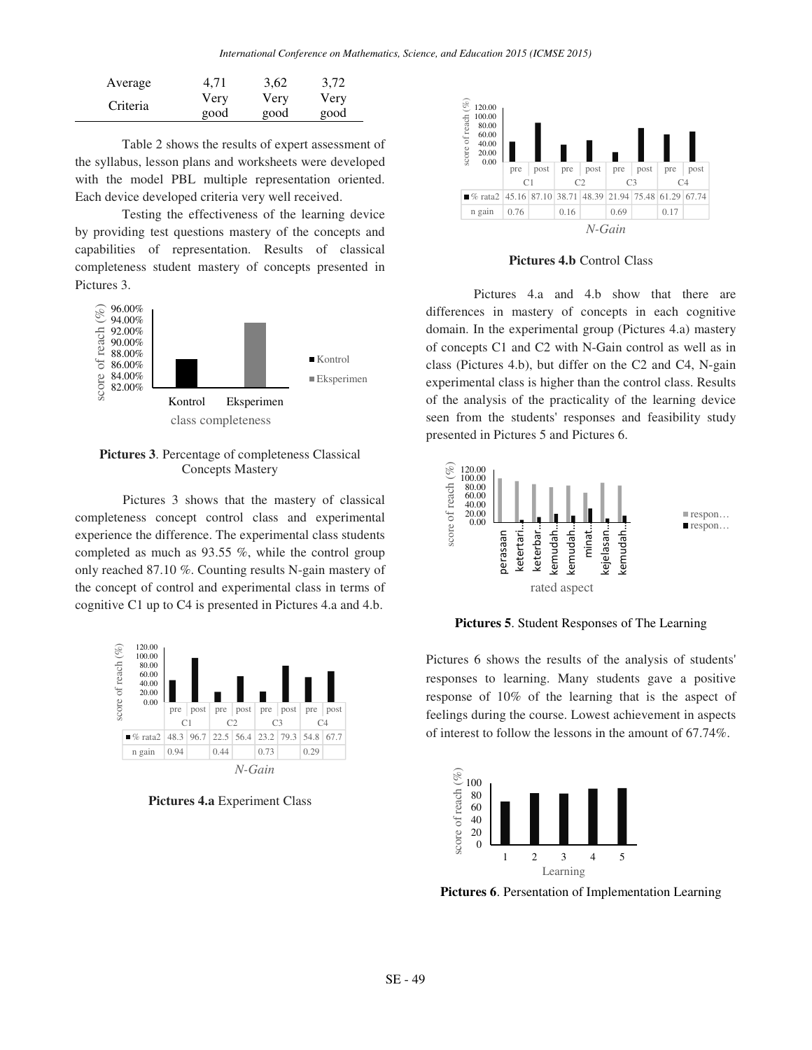| Average | 4,71 | 3,62 | 3,72 |
|---|---|---|---|
| Criteria | Very good | Very good | Very good |

Table 2 shows the results of expert assessment of the syllabus, lesson plans and worksheets were developed with the model PBL multiple representation oriented. Each device developed criteria very well received.

Testing the effectiveness of the learning device by providing test questions mastery of the concepts and capabilities of representation. Results of classical completeness student mastery of concepts presented in Pictures 3.

**Pictures 3**. Percentage of completeness Classical Concepts Mastery

Pictures 3 shows that the mastery of classical completeness concept control class and experimental experience the difference. The experimental class students completed as much as 93.55 %, while the control group only reached 87.10 %. Counting results N-gain mastery of the concept of control and experimental class in terms of cognitive C1 up to C4 is presented in Pictures 4.a and 4.b.

| | C1 pre | C1 post | C2 pre | C2 post | C3 pre | C3 post | C4 pre | C4 post |
|---|---|---|---|---|---|---|---|---|
| % rata2 | 48.3 | 96.7 | 22.5 | 56.4 | 23.2 | 79.3 | 54.8 | 67.7 |
| n gain | 0.94 | | 0.44 | | 0.73 | | 0.29 | |

**Pictures 4.a** Experiment Class

| | C1 pre | C1 post | C2 pre | C2 post | C3 pre | C3 post | C4 pre | C4 post |
|---|---|---|---|---|---|---|---|---|
| % rata2 | 45.16 | 87.10 | 38.71 | 48.39 | 21.94 | 75.48 | 61.29 | 67.74 |
| n gain | 0.76 | | 0.16 | | 0.69 | | 0.17 | |

**Pictures 4.b** Control Class

Pictures 4.a and 4.b show that there are differences in mastery of concepts in each cognitive domain. In the experimental group (Pictures 4.a) mastery of concepts C1 and C2 with N-Gain control as well as in class (Pictures 4.b), but differ on the C2 and C4, N-gain experimental class is higher than the control class. Results of the analysis of the practicality of the learning device seen from the students' responses and feasibility study presented in Pictures 5 and Pictures 6.

**Pictures 5**. Student Responses of The Learning

Pictures 6 shows the results of the analysis of students' responses to learning. Many students gave a positive response of 10% of the learning that is the aspect of feelings during the course. Lowest achievement in aspects of interest to follow the lessons in the amount of 67.74%.

**Pictures 6**. Persentation of Implementation Learning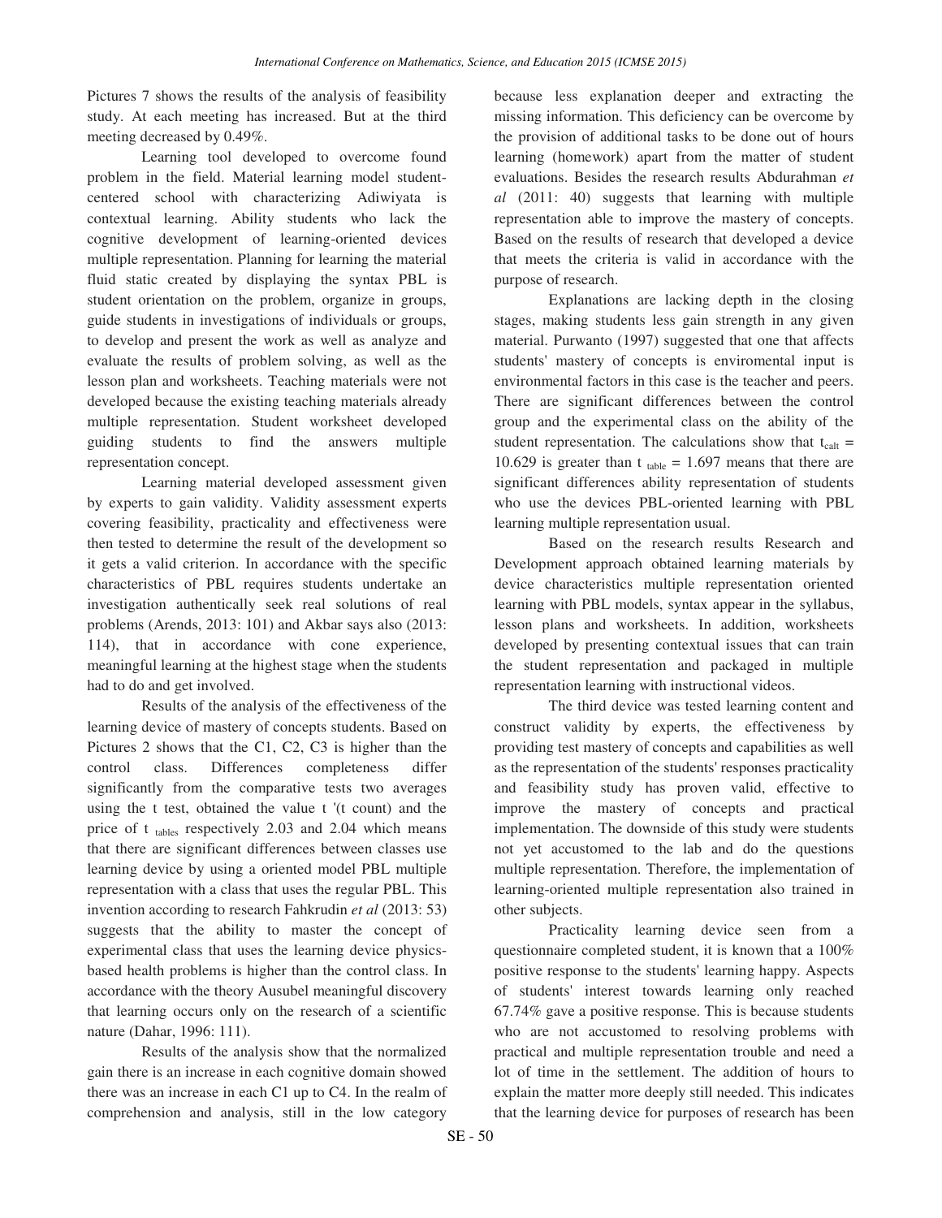Pictures 7 shows the results of the analysis of feasibility study. At each meeting has increased. But at the third meeting decreased by 0.49%.

Learning tool developed to overcome found problem in the field. Material learning model student-centered school with characterizing Adiwiyata is contextual learning. Ability students who lack the cognitive development of learning-oriented devices multiple representation. Planning for learning the material fluid static created by displaying the syntax PBL is student orientation on the problem, organize in groups, guide students in investigations of individuals or groups, to develop and present the work as well as analyze and evaluate the results of problem solving, as well as the lesson plan and worksheets. Teaching materials were not developed because the existing teaching materials already multiple representation. Student worksheet developed guiding students to find the answers multiple representation concept.

Learning material developed assessment given by experts to gain validity. Validity assessment experts covering feasibility, practicality and effectiveness were then tested to determine the result of the development so it gets a valid criterion. In accordance with the specific characteristics of PBL requires students undertake an investigation authentically seek real solutions of real problems (Arends, 2013: 101) and Akbar says also (2013: 114), that in accordance with cone experience, meaningful learning at the highest stage when the students had to do and get involved.

Results of the analysis of the effectiveness of the learning device of mastery of concepts students. Based on Pictures 2 shows that the C1, C2, C3 is higher than the control class. Differences completeness differ significantly from the comparative tests two averages using the t test, obtained the value t '(t count) and the price of $t_{tables}$ respectively 2.03 and 2.04 which means that there are significant differences between classes use learning device by using a oriented model PBL multiple representation with a class that uses the regular PBL. This invention according to research Fahkrudin *et al* (2013: 53) suggests that the ability to master the concept of experimental class that uses the learning device physics-based health problems is higher than the control class. In accordance with the theory Ausubel meaningful discovery that learning occurs only on the research of a scientific nature (Dahar, 1996: 111).

Results of the analysis show that the normalized gain there is an increase in each cognitive domain showed there was an increase in each C1 up to C4. In the realm of comprehension and analysis, still in the low category because less explanation deeper and extracting the missing information. This deficiency can be overcome by the provision of additional tasks to be done out of hours learning (homework) apart from the matter of student evaluations. Besides the research results Abdurahman *et al* (2011: 40) suggests that learning with multiple representation able to improve the mastery of concepts. Based on the results of research that developed a device that meets the criteria is valid in accordance with the purpose of research.

Explanations are lacking depth in the closing stages, making students less gain strength in any given material. Purwanto (1997) suggested that one that affects students' mastery of concepts is enviromental input is environmental factors in this case is the teacher and peers. There are significant differences between the control group and the experimental class on the ability of the student representation. The calculations show that $t_{calt} = 10.629$ is greater than $t_{table} = 1.697$ means that there are significant differences ability representation of students who use the devices PBL-oriented learning with PBL learning multiple representation usual.

Based on the research results Research and Development approach obtained learning materials by device characteristics multiple representation oriented learning with PBL models, syntax appear in the syllabus, lesson plans and worksheets. In addition, worksheets developed by presenting contextual issues that can train the student representation and packaged in multiple representation learning with instructional videos.

The third device was tested learning content and construct validity by experts, the effectiveness by providing test mastery of concepts and capabilities as well as the representation of the students' responses practicality and feasibility study has proven valid, effective to improve the mastery of concepts and practical implementation. The downside of this study were students not yet accustomed to the lab and do the questions multiple representation. Therefore, the implementation of learning-oriented multiple representation also trained in other subjects.

Practicality learning device seen from a questionnaire completed student, it is known that a 100% positive response to the students' learning happy. Aspects of students' interest towards learning only reached 67.74% gave a positive response. This is because students who are not accustomed to resolving problems with practical and multiple representation trouble and need a lot of time in the settlement. The addition of hours to explain the matter more deeply still needed. This indicates that the learning device for purposes of research has been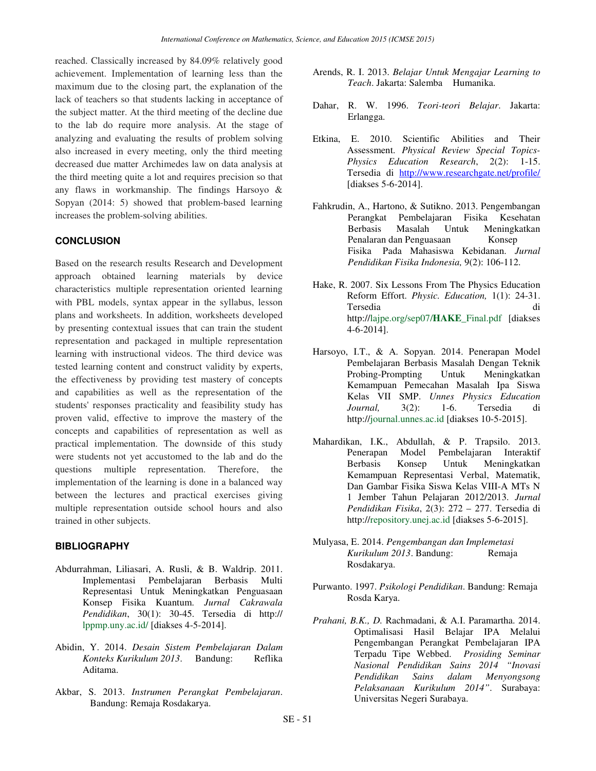reached. Classically increased by 84.09% relatively good achievement. Implementation of learning less than the maximum due to the closing part, the explanation of the lack of teachers so that students lacking in acceptance of the subject matter. At the third meeting of the decline due to the lab do require more analysis. At the stage of analyzing and evaluating the results of problem solving also increased in every meeting, only the third meeting decreased due matter Archimedes law on data analysis at the third meeting quite a lot and requires precision so that any flaws in workmanship. The findings Harsoyo & Sopyan (2014: 5) showed that problem-based learning increases the problem-solving abilities.

## CONCLUSION

Based on the research results Research and Development approach obtained learning materials by device characteristics multiple representation oriented learning with PBL models, syntax appear in the syllabus, lesson plans and worksheets. In addition, worksheets developed by presenting contextual issues that can train the student representation and packaged in multiple representation learning with instructional videos. The third device was tested learning content and construct validity by experts, the effectiveness by providing test mastery of concepts and capabilities as well as the representation of the students' responses practicality and feasibility study has proven valid, effective to improve the mastery of the concepts and capabilities of representation as well as practical implementation. The downside of this study were students not yet accustomed to the lab and do the questions multiple representation. Therefore, the implementation of the learning is done in a balanced way between the lectures and practical exercises giving multiple representation outside school hours and also trained in other subjects.

## BIBLIOGRAPHY

Abdurrahman, Liliasari, A. Rusli, & B. Waldrip. 2011. Implementasi Pembelajaran Berbasis Multi Representasi Untuk Meningkatkan Penguasaan Konsep Fisika Kuantum. *Jurnal Cakrawala Pendidikan*, 30(1): 30-45. Tersedia di http://lppmp.uny.ac.id/ [diakses 4-5-2014].

Abidin, Y. 2014. *Desain Sistem Pembelajaran Dalam Konteks Kurikulum 2013*. Bandung: Reflika Aditama.

Akbar, S. 2013. *Instrumen Perangkat Pembelajaran*. Bandung: Remaja Rosdakarya.

Arends, R. I. 2013. *Belajar Untuk Mengajar Learning to Teach*. Jakarta: Salemba Humanika.

Dahar, R. W. 1996. *Teori-teori Belajar*. Jakarta: Erlangga.

Etkina, E. 2010. Scientific Abilities and Their Assessment. *Physical Review Special Topics-Physics Education Research*, 2(2): 1-15. Tersedia di http://www.researchgate.net/profile/ [diakses 5-6-2014].

Fahkrudin, A., Hartono, & Sutikno. 2013. Pengembangan Perangkat Pembelajaran Fisika Kesehatan Berbasis Masalah Untuk Meningkatkan Penalaran dan Penguasaan Konsep Fisika Pada Mahasiswa Kebidanan. *Jurnal Pendidikan Fisika Indonesia,* 9(2): 106-112.

Hake, R. 2007. Six Lessons From The Physics Education Reform Effort. *Physic. Education,* 1(1): 24-31. Tersedia di http://lajpe.org/sep07/**HAKE**_Final.pdf [diakses 4-6-2014].

Harsoyo, I.T., & A. Sopyan. 2014. Penerapan Model Pembelajaran Berbasis Masalah Dengan Teknik Probing-Prompting Untuk Meningkatkan Kemampuan Pemecahan Masalah Ipa Siswa Kelas VII SMP. *Unnes Physics Education Journal,* 3(2): 1-6. Tersedia di http://journal.unnes.ac.id [diakses 10-5-2015].

Mahardikan, I.K., Abdullah, & P. Trapsilo. 2013. Penerapan Model Pembelajaran Interaktif Berbasis Konsep Untuk Meningkatkan Kemampuan Representasi Verbal, Matematik, Dan Gambar Fisika Siswa Kelas VIII-A MTs N 1 Jember Tahun Pelajaran 2012/2013. *Jurnal Pendidikan Fisika*, 2(3): 272 – 277. Tersedia di http://repository.unej.ac.id [diakses 5-6-2015].

Mulyasa, E. 2014. *Pengembangan dan Implemetasi Kurikulum 2013*. Bandung: Remaja Rosdakarya.

Purwanto. 1997. *Psikologi Pendidikan*. Bandung: Remaja Rosda Karya.

*Prahani, B.K., D.* Rachmadani, & A.I. Paramartha. 2014. Optimalisasi Hasil Belajar IPA Melalui Pengembangan Perangkat Pembelajaran IPA Terpadu Tipe Webbed. *Prosiding Seminar Nasional Pendidikan Sains 2014 "Inovasi Pendidikan Sains dalam Menyongsong Pelaksanaan Kurikulum 2014"*. Surabaya: Universitas Negeri Surabaya.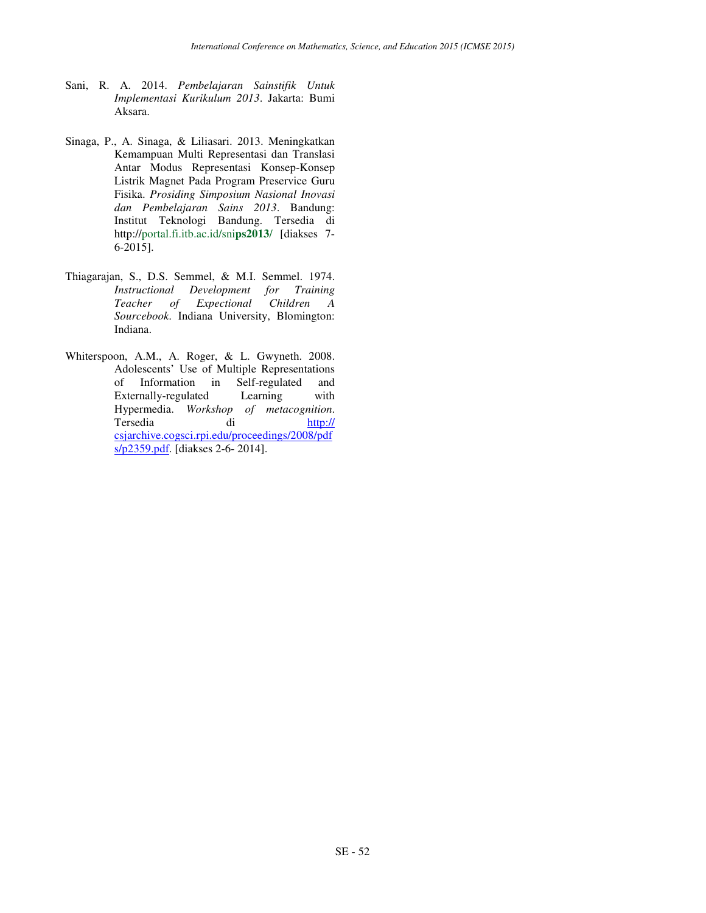Sani, R. A. 2014. *Pembelajaran Sainstifik Untuk Implementasi Kurikulum 2013*. Jakarta: Bumi Aksara.

Sinaga, P., A. Sinaga, & Liliasari. 2013. Meningkatkan Kemampuan Multi Representasi dan Translasi Antar Modus Representasi Konsep-Konsep Listrik Magnet Pada Program Preservice Guru Fisika. *Prosiding Simposium Nasional Inovasi dan Pembelajaran Sains 2013*. Bandung: Institut Teknologi Bandung. Tersedia di http://portal.fi.itb.ac.id/sni**ps2013/** [diakses 7-6-2015].

Thiagarajan, S., D.S. Semmel, & M.I. Semmel. 1974. *Instructional Development for Training Teacher of Expectional Children A Sourcebook*. Indiana University, Blomington: Indiana.

Whiterspoon, A.M., A. Roger, & L. Gwyneth. 2008. Adolescents' Use of Multiple Representations of Information in Self-regulated and Externally-regulated Learning with Hypermedia. *Workshop of metacognition*. Tersedia di http:// csjarchive.cogsci.rpi.edu/proceedings/2008/pdfs/p2359.pdf. [diakses 2-6- 2014].